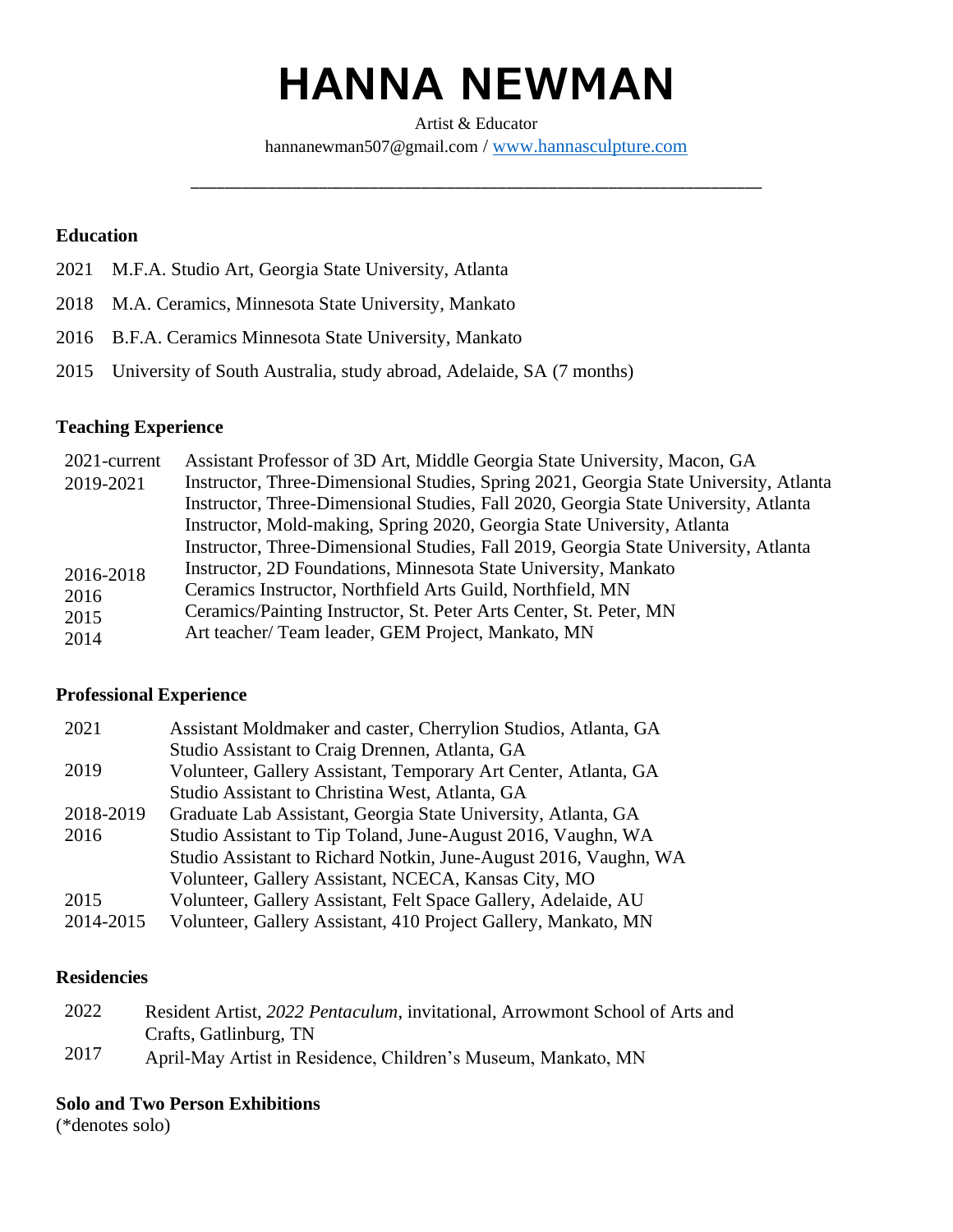# HANNA NEWMAN

Artist & Educator

hannanewman507@gmail.com / [www.hannasculpture.com](http://www.hannasculpture.com)

---

## Education

2021 M.F.A. Studio Art, Georgia State University, Atlanta

2018 M.A. Ceramics, Minnesota State University, Mankato

2016 B.F.A. Ceramics Minnesota State University, Mankato

2015 University of South Australia, study abroad, Adelaide, SA (7 months)

## Teaching Experience

| | |
|---|---|
| 2021-current | Assistant Professor of 3D Art, Middle Georgia State University, Macon, GA |
| 2019-2021 | Instructor, Three-Dimensional Studies, Spring 2021, Georgia State University, Atlanta |
| | Instructor, Three-Dimensional Studies, Fall 2020, Georgia State University, Atlanta |
| | Instructor, Mold-making, Spring 2020, Georgia State University, Atlanta |
| | Instructor, Three-Dimensional Studies, Fall 2019, Georgia State University, Atlanta |
| 2016-2018 | Instructor, 2D Foundations, Minnesota State University, Mankato |
| 2016 | Ceramics Instructor, Northfield Arts Guild, Northfield, MN |
| 2015 | Ceramics/Painting Instructor, St. Peter Arts Center, St. Peter, MN |
| 2014 | Art teacher/ Team leader, GEM Project, Mankato, MN |

## Professional Experience

| | |
|---|---|
| 2021 | Assistant Moldmaker and caster, Cherrylion Studios, Atlanta, GA |
| | Studio Assistant to Craig Drennen, Atlanta, GA |
| 2019 | Volunteer, Gallery Assistant, Temporary Art Center, Atlanta, GA |
| | Studio Assistant to Christina West, Atlanta, GA |
| 2018-2019 | Graduate Lab Assistant, Georgia State University, Atlanta, GA |
| 2016 | Studio Assistant to Tip Toland, June-August 2016, Vaughn, WA |
| | Studio Assistant to Richard Notkin, June-August 2016, Vaughn, WA |
| | Volunteer, Gallery Assistant, NCECA, Kansas City, MO |
| 2015 | Volunteer, Gallery Assistant, Felt Space Gallery, Adelaide, AU |
| 2014-2015 | Volunteer, Gallery Assistant, 410 Project Gallery, Mankato, MN |

## Residencies

| | |
|---|---|
| 2022 | Resident Artist, *2022 Pentaculum*, invitational, Arrowmont School of Arts and Crafts, Gatlinburg, TN |
| 2017 | April-May Artist in Residence, Children's Museum, Mankato, MN |

## Solo and Two Person Exhibitions

(*denotes solo)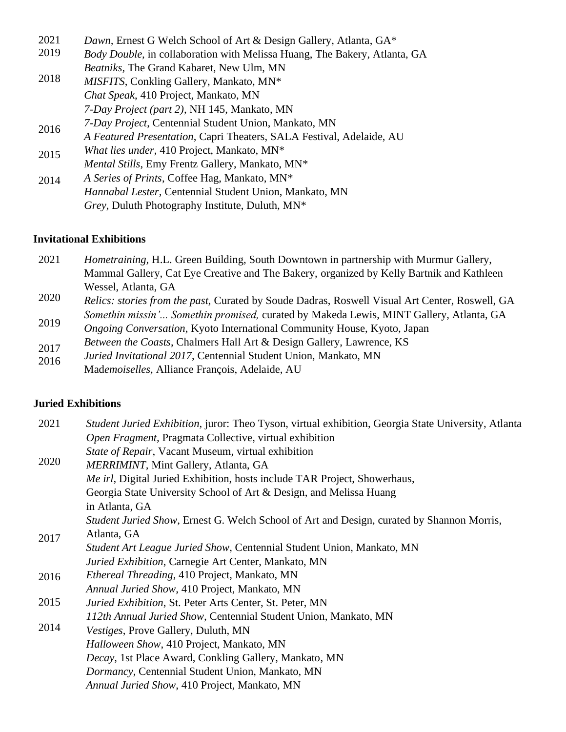| | |
|---|---|
| 2021 | *Dawn*, Ernest G Welch School of Art & Design Gallery, Atlanta, GA* |
| 2019 | *Body Double*, in collaboration with Melissa Huang, The Bakery, Atlanta, GA |
| | *Beatniks*, The Grand Kabaret, New Ulm, MN |
| 2018 | *MISFITS*, Conkling Gallery, Mankato, MN* |
| | *Chat Speak*, 410 Project, Mankato, MN |
| | *7-Day Project (part 2)*, NH 145, Mankato, MN |
| | *7-Day Project*, Centennial Student Union, Mankato, MN |
| 2016 | *A Featured Presentation*, Capri Theaters, SALA Festival, Adelaide, AU |
| 2015 | *What lies under*, 410 Project, Mankato, MN* |
| | *Mental Stills*, Emy Frentz Gallery, Mankato, MN* |
| 2014 | *A Series of Prints*, Coffee Hag, Mankato, MN* |
| | *Hannabal Lester*, Centennial Student Union, Mankato, MN |
| | *Grey*, Duluth Photography Institute, Duluth, MN* |

**Invitational Exhibitions**

| | |
|---|---|
| 2021 | *Hometraining*, H.L. Green Building, South Downtown in partnership with Murmur Gallery, Mammal Gallery, Cat Eye Creative and The Bakery, organized by Kelly Bartnik and Kathleen Wessel, Atlanta, GA |
| 2020 | *Relics: stories from the past*, Curated by Soude Dadras, Roswell Visual Art Center, Roswell, GA |
| | *Somethin missin'... Somethin promised,* curated by Makeda Lewis, MINT Gallery, Atlanta, GA |
| 2019 | *Ongoing Conversation*, Kyoto International Community House, Kyoto, Japan |
| 2017 | *Between the Coasts*, Chalmers Hall Art & Design Gallery, Lawrence, KS |
| | *Juried Invitational 2017*, Centennial Student Union, Mankato, MN |
| 2016 | Mad*emoiselles*, Alliance François, Adelaide, AU |

**Juried Exhibitions**

| | |
|---|---|
| 2021 | *Student Juried Exhibition*, juror: Theo Tyson, virtual exhibition, Georgia State University, Atlanta |
| | *Open Fragment*, Pragmata Collective, virtual exhibition |
| | *State of Repair*, Vacant Museum, virtual exhibition |
| 2020 | *MERRIMINT*, Mint Gallery, Atlanta, GA |
| | *Me irl*, Digital Juried Exhibition, hosts include TAR Project, Showerhaus, Georgia State University School of Art & Design, and Melissa Huang in Atlanta, GA |
| | *Student Juried Show*, Ernest G. Welch School of Art and Design, curated by Shannon Morris, Atlanta, GA |
| 2017 | *Student Art League Juried Show*, Centennial Student Union, Mankato, MN |
| | *Juried Exhibition*, Carnegie Art Center, Mankato, MN |
| 2016 | *Ethereal Threading*, 410 Project, Mankato, MN |
| | *Annual Juried Show*, 410 Project, Mankato, MN |
| 2015 | *Juried Exhibition*, St. Peter Arts Center, St. Peter, MN |
| | *112th Annual Juried Show*, Centennial Student Union, Mankato, MN |
| 2014 | *Vestiges*, Prove Gallery, Duluth, MN |
| | *Halloween Show*, 410 Project, Mankato, MN |
| | *Decay*, 1st Place Award, Conkling Gallery, Mankato, MN |
| | *Dormancy*, Centennial Student Union, Mankato, MN |
| | *Annual Juried Show*, 410 Project, Mankato, MN |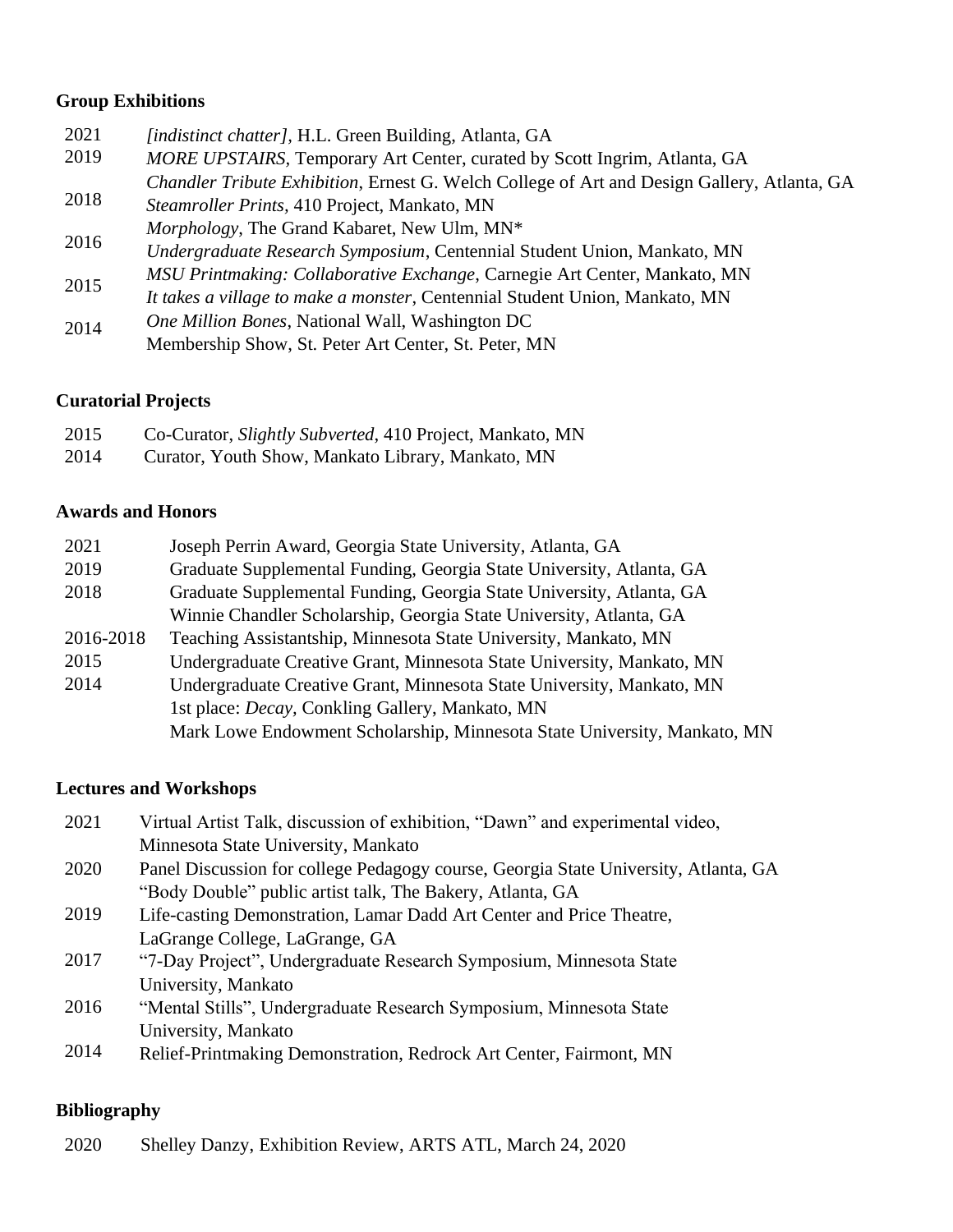**Group Exhibitions**

| | |
|---|---|
| 2021 | *[indistinct chatter]*, H.L. Green Building, Atlanta, GA |
| 2019 | *MORE UPSTAIRS,* Temporary Art Center, curated by Scott Ingrim, Atlanta, GA |
| | *Chandler Tribute Exhibition*, Ernest G. Welch College of Art and Design Gallery, Atlanta, GA |
| 2018 | *Steamroller Prints*, 410 Project, Mankato, MN |
| | *Morphology*, The Grand Kabaret, New Ulm, MN* |
| 2016 | *Undergraduate Research Symposium*, Centennial Student Union, Mankato, MN |
| | *MSU Printmaking: Collaborative Exchange*, Carnegie Art Center, Mankato, MN |
| 2015 | *It takes a village to make a monster*, Centennial Student Union, Mankato, MN |
| | *One Million Bones*, National Wall, Washington DC |
| 2014 | Membership Show, St. Peter Art Center, St. Peter, MN |

**Curatorial Projects**

| | |
|---|---|
| 2015 | Co-Curator, *Slightly Subverted*, 410 Project, Mankato, MN |
| 2014 | Curator, Youth Show, Mankato Library, Mankato, MN |

**Awards and Honors**

| | |
|---|---|
| 2021 | Joseph Perrin Award, Georgia State University, Atlanta, GA |
| 2019 | Graduate Supplemental Funding, Georgia State University, Atlanta, GA |
| 2018 | Graduate Supplemental Funding, Georgia State University, Atlanta, GA |
| | Winnie Chandler Scholarship, Georgia State University, Atlanta, GA |
| 2016-2018 | Teaching Assistantship, Minnesota State University, Mankato, MN |
| 2015 | Undergraduate Creative Grant, Minnesota State University, Mankato, MN |
| 2014 | Undergraduate Creative Grant, Minnesota State University, Mankato, MN |
| | 1st place: *Decay*, Conkling Gallery, Mankato, MN |
| | Mark Lowe Endowment Scholarship, Minnesota State University, Mankato, MN |

**Lectures and Workshops**

| | |
|---|---|
| 2021 | Virtual Artist Talk, discussion of exhibition, "Dawn" and experimental video, Minnesota State University, Mankato |
| 2020 | Panel Discussion for college Pedagogy course, Georgia State University, Atlanta, GA |
| | "Body Double" public artist talk, The Bakery, Atlanta, GA |
| 2019 | Life-casting Demonstration, Lamar Dadd Art Center and Price Theatre, LaGrange College, LaGrange, GA |
| 2017 | "7-Day Project", Undergraduate Research Symposium, Minnesota State University, Mankato |
| 2016 | "Mental Stills", Undergraduate Research Symposium, Minnesota State University, Mankato |
| 2014 | Relief-Printmaking Demonstration, Redrock Art Center, Fairmont, MN |

**Bibliography**

| | |
|---|---|
| 2020 | Shelley Danzy, Exhibition Review, ARTS ATL, March 24, 2020 |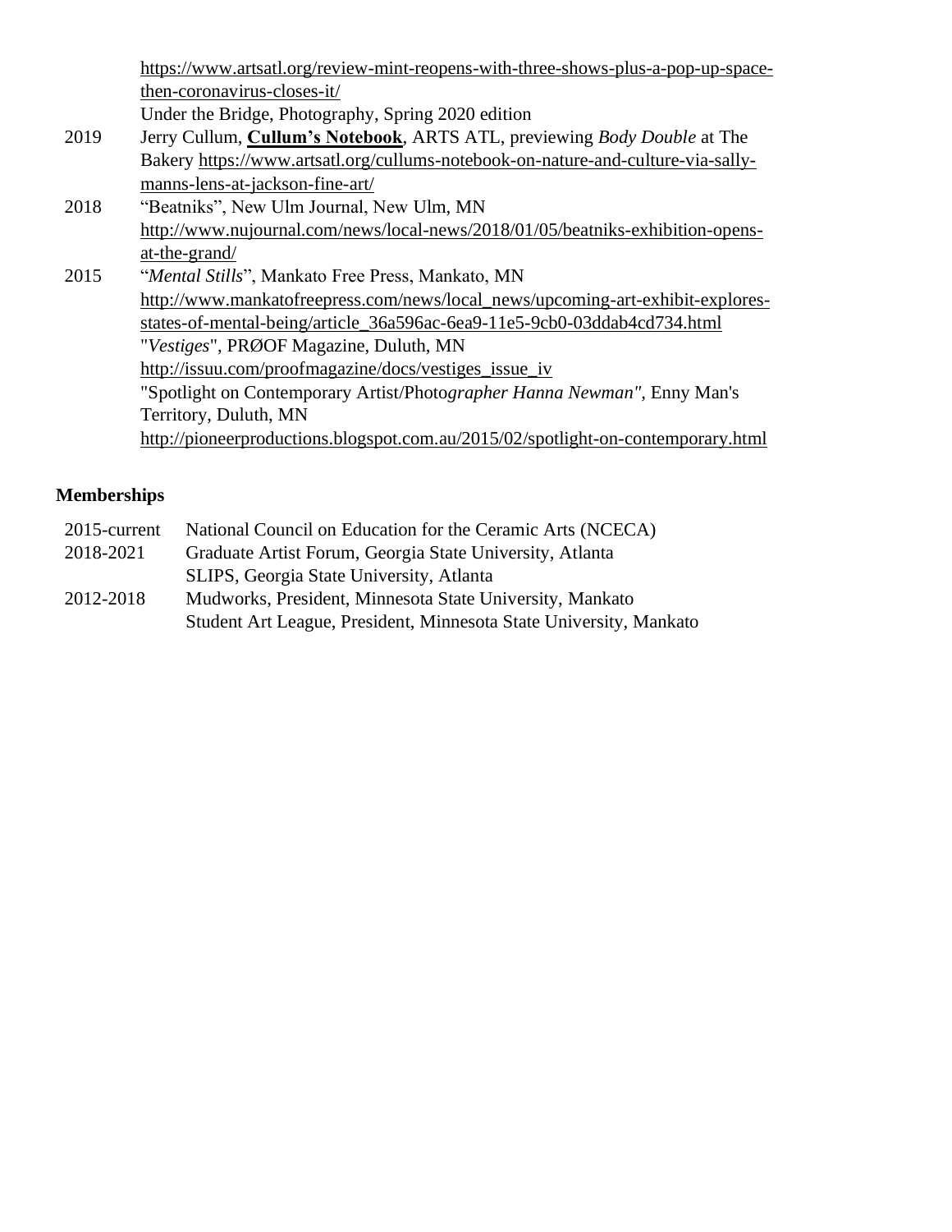https://www.artsatl.org/review-mint-reopens-with-three-shows-plus-a-pop-up-space-then-coronavirus-closes-it/
Under the Bridge, Photography, Spring 2020 edition

2019 Jerry Cullum, **Cullum's Notebook**, ARTS ATL, previewing *Body Double* at The Bakery https://www.artsatl.org/cullums-notebook-on-nature-and-culture-via-sally-manns-lens-at-jackson-fine-art/

2018 "Beatniks", New Ulm Journal, New Ulm, MN
http://www.nujournal.com/news/local-news/2018/01/05/beatniks-exhibition-opens-at-the-grand/

2015 "*Mental Stills*", Mankato Free Press, Mankato, MN
http://www.mankatofreepress.com/news/local_news/upcoming-art-exhibit-explores-states-of-mental-being/article_36a596ac-6ea9-11e5-9cb0-03ddab4cd734.html
"*Vestiges*", PRØOF Magazine, Duluth, MN
http://issuu.com/proofmagazine/docs/vestiges_issue_iv
"Spotlight on Contemporary Artist/Photo*grapher Hanna Newman"*, Enny Man's Territory, Duluth, MN
http://pioneerproductions.blogspot.com.au/2015/02/spotlight-on-contemporary.html

### Memberships

| | |
|---|---|
| 2015-current | National Council on Education for the Ceramic Arts (NCECA) |
| 2018-2021 | Graduate Artist Forum, Georgia State University, Atlanta |
| | SLIPS, Georgia State University, Atlanta |
| 2012-2018 | Mudworks, President, Minnesota State University, Mankato |
| | Student Art League, President, Minnesota State University, Mankato |